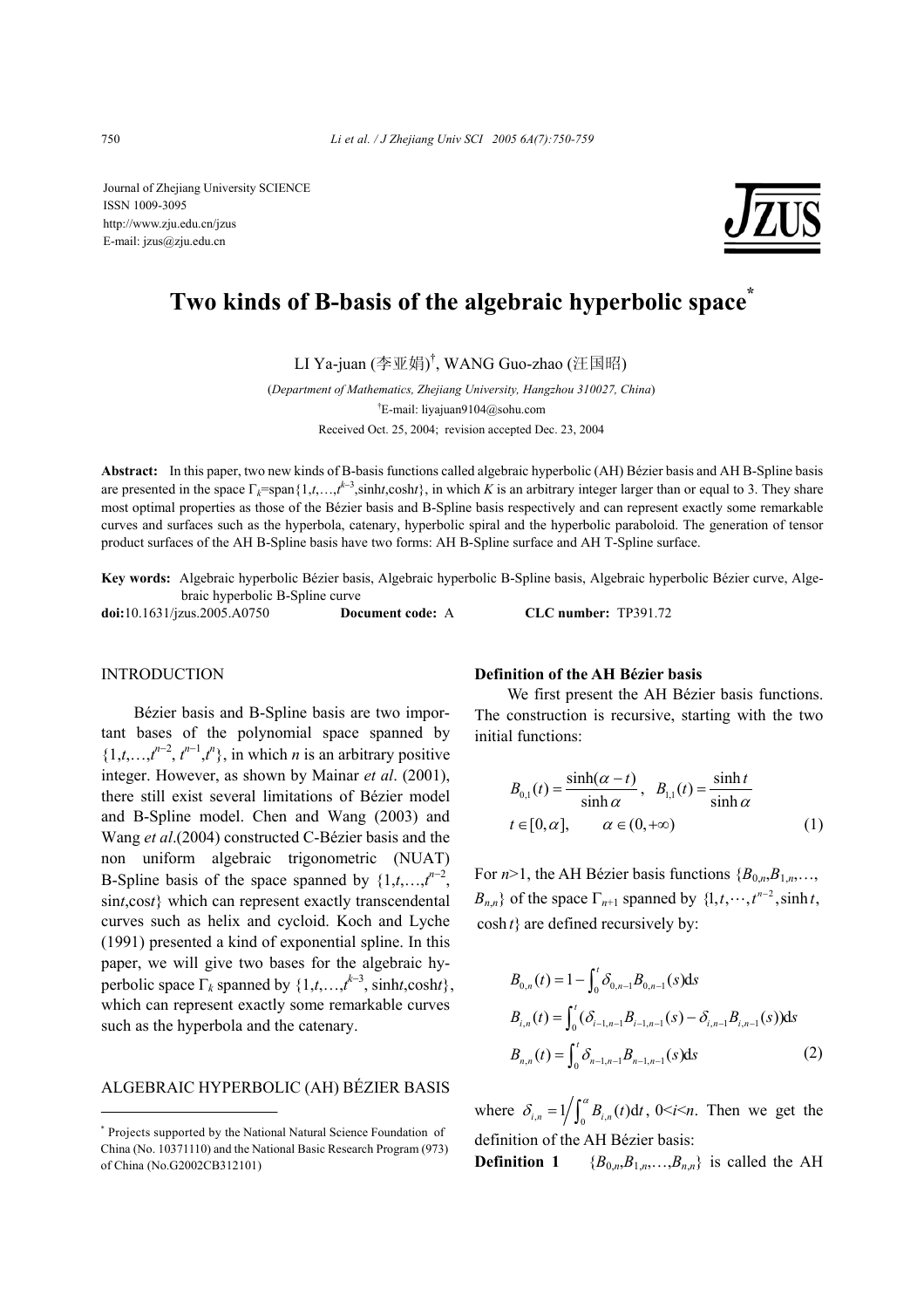Journal of Zhejiang University SCIENCE
ISSN 1009-3095
http://www.zju.edu.cn/jzus
E-mail: jzus@zju.edu.cn

# Two kinds of B-basis of the algebraic hyperbolic space*

LI Ya-juan (李亚娟)†, WANG Guo-zhao (汪国昭)

(*Department of Mathematics, Zhejiang University, Hangzhou 310027, China*)

†E-mail: liyajuan9104@sohu.com

Received Oct. 25, 2004; revision accepted Dec. 23, 2004

**Abstract:** In this paper, two new kinds of B-basis functions called algebraic hyperbolic (AH) Bézier basis and AH B-Spline basis are presented in the space $\Gamma_k$=span$\{1,t,\ldots,t^{k-3},\sinh t,\cosh t\}$, in which $K$ is an arbitrary integer larger than or equal to 3. They share most optimal properties as those of the Bézier basis and B-Spline basis respectively and can represent exactly some remarkable curves and surfaces such as the hyperbola, catenary, hyperbolic spiral and the hyperbolic paraboloid. The generation of tensor product surfaces of the AH B-Spline basis have two forms: AH B-Spline surface and AH T-Spline surface.

**Key words:** Algebraic hyperbolic Bézier basis, Algebraic hyperbolic B-Spline basis, Algebraic hyperbolic Bézier curve, Algebraic hyperbolic B-Spline curve

**doi:**10.1631/jzus.2005.A0750 **Document code:** A **CLC number:** TP391.72

## INTRODUCTION

Bézier basis and B-Spline basis are two important bases of the polynomial space spanned by $\{1,t,\ldots,t^{n-2}, t^{n-1},t^n\}$, in which $n$ is an arbitrary positive integer. However, as shown by Mainar *et al*. (2001), there still exist several limitations of Bézier model and B-Spline model. Chen and Wang (2003) and Wang *et al*.(2004) constructed C-Bézier basis and the non uniform algebraic trigonometric (NUAT) B-Spline basis of the space spanned by $\{1,t,\ldots,t^{n-2}, \sin t,\cos t\}$ which can represent exactly transcendental curves such as helix and cycloid. Koch and Lyche (1991) presented a kind of exponential spline. In this paper, we will give two bases for the algebraic hyperbolic space $\Gamma_k$ spanned by $\{1,t,\ldots,t^{k-3}, \sinh t,\cosh t\}$, which can represent exactly some remarkable curves such as the hyperbola and the catenary.

## ALGEBRAIC HYPERBOLIC (AH) BÉZIER BASIS

### Definition of the AH Bézier basis

We first present the AH Bézier basis functions. The construction is recursive, starting with the two initial functions:

$$B_{0,1}(t)=\frac{\sinh(\alpha-t)}{\sinh\alpha},\quad B_{1,1}(t)=\frac{\sinh t}{\sinh\alpha}$$
$$t\in[0,\alpha],\qquad \alpha\in(0,+\infty) \tag{1}$$

For $n$>1, the AH Bézier basis functions $\{B_{0,n},B_{1,n},\ldots,B_{n,n}\}$ of the space $\Gamma_{n+1}$ spanned by $\{1,t,\cdots,t^{n-2},\sinh t,\cosh t\}$ are defined recursively by:

$$\begin{aligned}
B_{0,n}(t)&=1-\int_0^t \delta_{0,n-1}B_{0,n-1}(s)\mathrm{d}s\\
B_{i,n}(t)&=\int_0^t (\delta_{i-1,n-1}B_{i-1,n-1}(s)-\delta_{i,n-1}B_{i,n-1}(s))\mathrm{d}s\\
B_{n,n}(t)&=\int_0^t \delta_{n-1,n-1}B_{n-1,n-1}(s)\mathrm{d}s
\end{aligned} \tag{2}$$

where $\delta_{i,n}=1\Big/\int_0^\alpha B_{i,n}(t)\mathrm{d}t$, $0<i<n$. Then we get the definition of the AH Bézier basis:

**Definition 1** $\{B_{0,n},B_{1,n},\ldots,B_{n,n}\}$ is called the AH

---

* Projects supported by the National Natural Science Foundation of China (No. 10371110) and the National Basic Research Program (973) of China (No.G2002CB312101)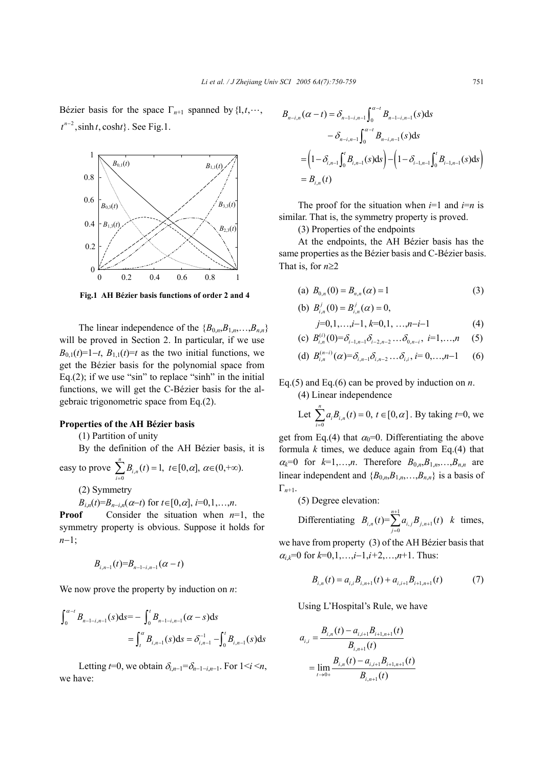Bézier basis for the space $\Gamma_{n+1}$ spanned by $\{1, t, \cdots, t^{n-2}, \sinh t, \cosh t\}$. See Fig.1.

Fig.1 AH Bézier basis functions of order 2 and 4

The linear independence of the $\{B_{0,n}, B_{1,n}, \ldots, B_{n,n}\}$ will be proved in Section 2. In particular, if we use $B_{0,1}(t)=1-t$, $B_{1,1}(t)=t$ as the two initial functions, we get the Bézier basis for the polynomial space from Eq.(2); if we use "sin" to replace "sinh" in the initial functions, we will get the C-Bézier basis for the algebraic trigonometric space from Eq.(2).

**Properties of the AH Bézier basis**

(1) Partition of unity

By the definition of the AH Bézier basis, it is easy to prove $\sum_{i=0}^{n} B_{i,n}(t)=1,\ t\in[0,\alpha],\ \alpha\in(0,+\infty)$.

(2) Symmetry

$B_{i,n}(t)=B_{n-i,n}(\alpha-t)$ for $t\in[0,\alpha]$, $i=0,1,\ldots,n$.

**Proof** Consider the situation when $n=1$, the symmetry property is obvious. Suppose it holds for $n-1$;

$$B_{i,n-1}(t)=B_{n-1-i,n-1}(\alpha-t)$$

We now prove the property by induction on $n$:

$$\int_0^{\alpha-t} B_{n-1-i,n-1}(s)\mathrm{d}s = -\int_0^{t} B_{n-1-i,n-1}(\alpha-s)\mathrm{d}s = \int_t^{\alpha} B_{i,n-1}(s)\mathrm{d}s = \delta_{i,n-1}^{-1} - \int_0^{t} B_{i,n-1}(s)\mathrm{d}s$$

Letting $t=0$, we obtain $\delta_{i,n-1}=\delta_{n-1-i,n-1}$. For $1<i<n$, we have:

$$\begin{aligned}
B_{n-i,n}(\alpha-t) &= \delta_{n-1-i,n-1}\int_0^{\alpha-t} B_{n-1-i,n-1}(s)\mathrm{d}s - \delta_{n-i,n-1}\int_0^{\alpha-t} B_{n-i,n-1}(s)\mathrm{d}s \\
&= \left(1-\delta_{i,n-1}\int_0^{t} B_{i,n-1}(s)\mathrm{d}s\right) - \left(1-\delta_{i-1,n-1}\int_0^{t} B_{i-1,n-1}(s)\mathrm{d}s\right) \\
&= B_{i,n}(t)
\end{aligned}$$

The proof for the situation when $i=1$ and $i=n$ is similar. That is, the symmetry property is proved.

(3) Properties of the endpoints

At the endpoints, the AH Bézier basis has the same properties as the Bézier basis and C-Bézier basis. That is, for $n\geq 2$

(a) $B_{0,n}(0)=B_{n,n}(\alpha)=1$ (3)

(b) $B_{i,n}^{j}(0)=B_{i,n}^{j}(\alpha)=0,$

$j=0,1,\ldots,i-1,\ k=0,1,\ \ldots,n-i-1$ (4)

(c) $B_{i,n}^{(i)}(0)=\delta_{i-1,n-1}\delta_{i-2,n-2}\ldots\delta_{0,n-i},\ i=1,\ldots,n$ (5)

(d) $B_{i,n}^{(n-i)}(\alpha)=\delta_{i,n-1}\delta_{i,n-2}\ldots\delta_{i,i},\ i=0,\ldots,n-1$ (6)

Eq.(5) and Eq.(6) can be proved by induction on $n$.

(4) Linear independence

Let $\sum_{i=0}^{n} a_i B_{i,n}(t)=0,\ t\in[0,\alpha]$. By taking $t=0$, we get from Eq.(4) that $\alpha_0=0$. Differentiating the above formula $k$ times, we deduce again from Eq.(4) that $\alpha_k=0$ for $k=1,\ldots,n$. Therefore $B_{0,n}, B_{1,n}, \ldots, B_{n,n}$ are linear independent and $\{B_{0,n}, B_{1,n}, \ldots, B_{n,n}\}$ is a basis of $\Gamma_{n+1}$.

(5) Degree elevation:

Differentiating $B_{i,n}(t)=\sum_{j=0}^{n+1} a_{i,j} B_{j,n+1}(t)$ $k$ times, we have from property (3) of the AH Bézier basis that $\alpha_{i,k}=0$ for $k=0,1,\ldots,i-1,i+2,\ldots,n+1$. Thus:

$$B_{i,n}(t)=a_{i,i}B_{i,n+1}(t)+a_{i,i+1}B_{i+1,n+1}(t) \tag{7}$$

Using L'Hospital's Rule, we have

$$a_{i,i}=\frac{B_{i,n}(t)-a_{i,i+1}B_{i+1,n+1}(t)}{B_{i,n+1}(t)} = \lim_{t\to 0+}\frac{B_{i,n}(t)-a_{i,i+1}B_{i+1,n+1}(t)}{B_{i,n+1}(t)}$$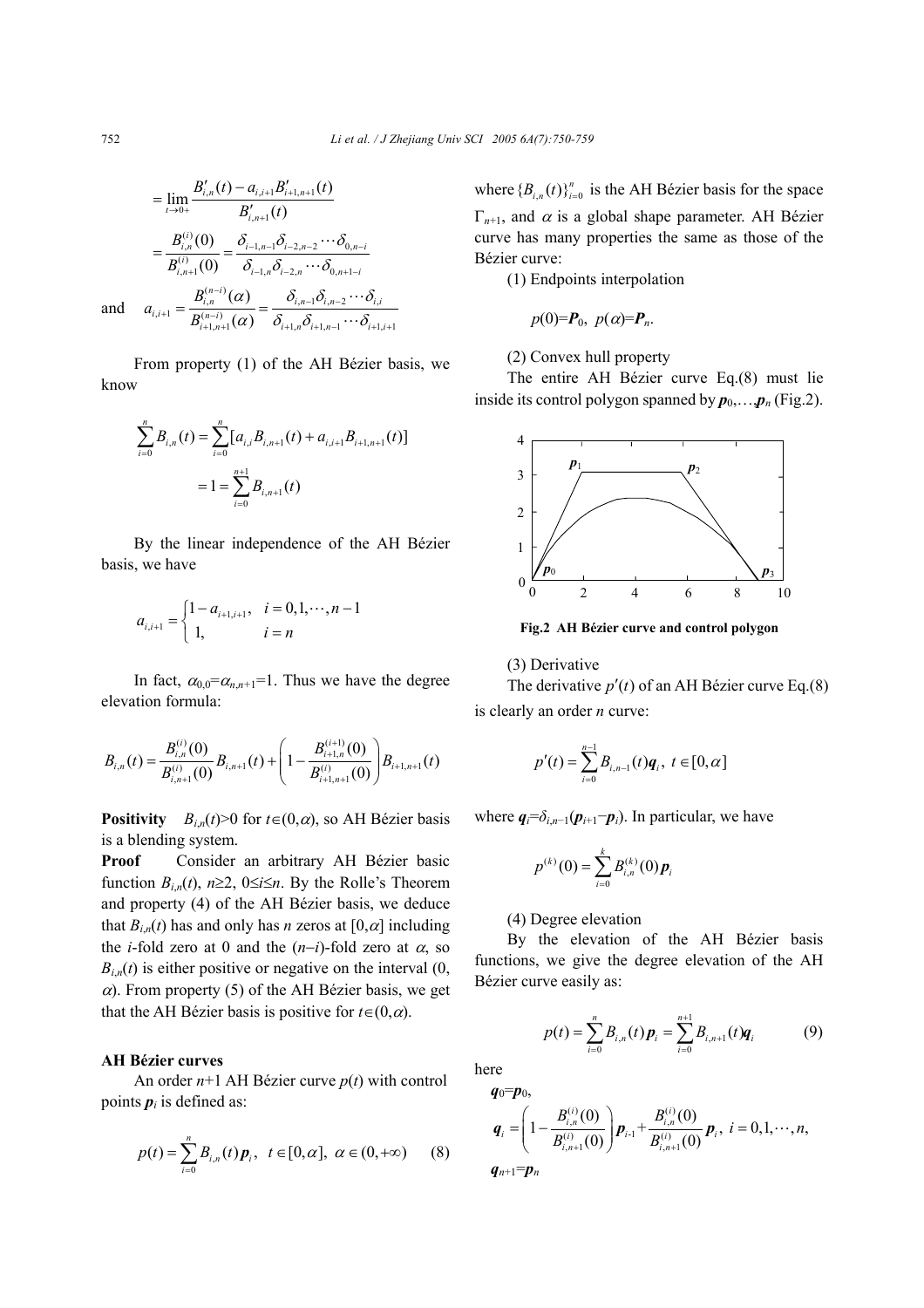$$= \lim_{t \to 0+} \frac{B'_{i,n}(t) - a_{i,i+1} B'_{i+1,n+1}(t)}{B'_{i,n+1}(t)}$$

$$= \frac{B^{(i)}_{i,n}(0)}{B^{(i)}_{i,n+1}(0)} = \frac{\delta_{i-1,n-1}\delta_{i-2,n-2}\cdots\delta_{0,n-i}}{\delta_{i-1,n}\delta_{i-2,n}\cdots\delta_{0,n+1-i}}$$

and $$a_{i,i+1} = \frac{B^{(n-i)}_{i,n}(\alpha)}{B^{(n-i)}_{i+1,n+1}(\alpha)} = \frac{\delta_{i,n-1}\delta_{i,n-2}\cdots\delta_{i,i}}{\delta_{i+1,n}\delta_{i+1,n-1}\cdots\delta_{i+1,i+1}}$$

From property (1) of the AH Bézier basis, we know

$$\sum_{i=0}^{n} B_{i,n}(t) = \sum_{i=0}^{n} [a_{i,i} B_{i,n+1}(t) + a_{i,i+1} B_{i+1,n+1}(t)]$$

$$= 1 = \sum_{i=0}^{n+1} B_{i,n+1}(t)$$

By the linear independence of the AH Bézier basis, we have

$$a_{i,i+1} = \begin{cases} 1 - a_{i+1,i+1}, & i = 0,1,\cdots,n-1 \\ 1, & i = n \end{cases}$$

In fact, $\alpha_{0,0}=\alpha_{n,n+1}=1$. Thus we have the degree elevation formula:

$$B_{i,n}(t) = \frac{B^{(i)}_{i,n}(0)}{B^{(i)}_{i,n+1}(0)} B_{i,n+1}(t) + \left(1 - \frac{B^{(i+1)}_{i+1,n}(0)}{B^{(i)}_{i+1,n+1}(0)}\right) B_{i+1,n+1}(t)$$

**Positivity** $B_{i,n}(t)>0$ for $t\in(0,\alpha)$, so AH Bézier basis is a blending system.

**Proof** Consider an arbitrary AH Bézier basic function $B_{i,n}(t)$, $n\geq 2$, $0\leq i\leq n$. By the Rolle's Theorem and property (4) of the AH Bézier basis, we deduce that $B_{i,n}(t)$ has and only has $n$ zeros at $[0,\alpha]$ including the $i$-fold zero at 0 and the $(n-i)$-fold zero at $\alpha$, so $B_{i,n}(t)$ is either positive or negative on the interval $(0, \alpha)$. From property (5) of the AH Bézier basis, we get that the AH Bézier basis is positive for $t\in(0,\alpha)$.

**AH Bézier curves**

An order $n$+1 AH Bézier curve $p(t)$ with control points $\boldsymbol{p}_i$ is defined as:

$$p(t) = \sum_{i=0}^{n} B_{i,n}(t)\boldsymbol{p}_i, \quad t \in [0,\alpha], \ \alpha \in (0,+\infty) \tag{8}$$

where $\{B_{i,n}(t)\}_{i=0}^{n}$ is the AH Bézier basis for the space $\Gamma_{n+1}$, and $\alpha$ is a global shape parameter. AH Bézier curve has many properties the same as those of the Bézier curve:

(1) Endpoints interpolation

$$p(0)=\boldsymbol{P}_0, \ p(\alpha)=\boldsymbol{P}_n.$$

(2) Convex hull property

The entire AH Bézier curve Eq.(8) must lie inside its control polygon spanned by $\boldsymbol{p}_0,\ldots,\boldsymbol{p}_n$ (Fig.2).

**Fig.2 AH Bézier curve and control polygon**

(3) Derivative

The derivative $p'(t)$ of an AH Bézier curve Eq.(8) is clearly an order $n$ curve:

$$p'(t) = \sum_{i=0}^{n-1} B_{i,n-1}(t)\boldsymbol{q}_i, \ t \in [0,\alpha]$$

where $\boldsymbol{q}_i=\delta_{i,n-1}(\boldsymbol{p}_{i+1}-\boldsymbol{p}_i)$. In particular, we have

$$p^{(k)}(0) = \sum_{i=0}^{k} B^{(k)}_{i,n}(0)\boldsymbol{p}_i$$

(4) Degree elevation

By the elevation of the AH Bézier basis functions, we give the degree elevation of the AH Bézier curve easily as:

$$p(t) = \sum_{i=0}^{n} B_{i,n}(t)\boldsymbol{p}_i = \sum_{i=0}^{n+1} B_{i,n+1}(t)\boldsymbol{q}_i \tag{9}$$

here

$\boldsymbol{q}_0=\boldsymbol{p}_0$,

$$\boldsymbol{q}_i = \left(1 - \frac{B^{(i)}_{i,n}(0)}{B^{(i)}_{i,n+1}(0)}\right)\boldsymbol{p}_{i-1} + \frac{B^{(i)}_{i,n}(0)}{B^{(i)}_{i,n+1}(0)}\boldsymbol{p}_i, \ i = 0,1,\cdots,n,$$

$\boldsymbol{q}_{n+1}=\boldsymbol{p}_n$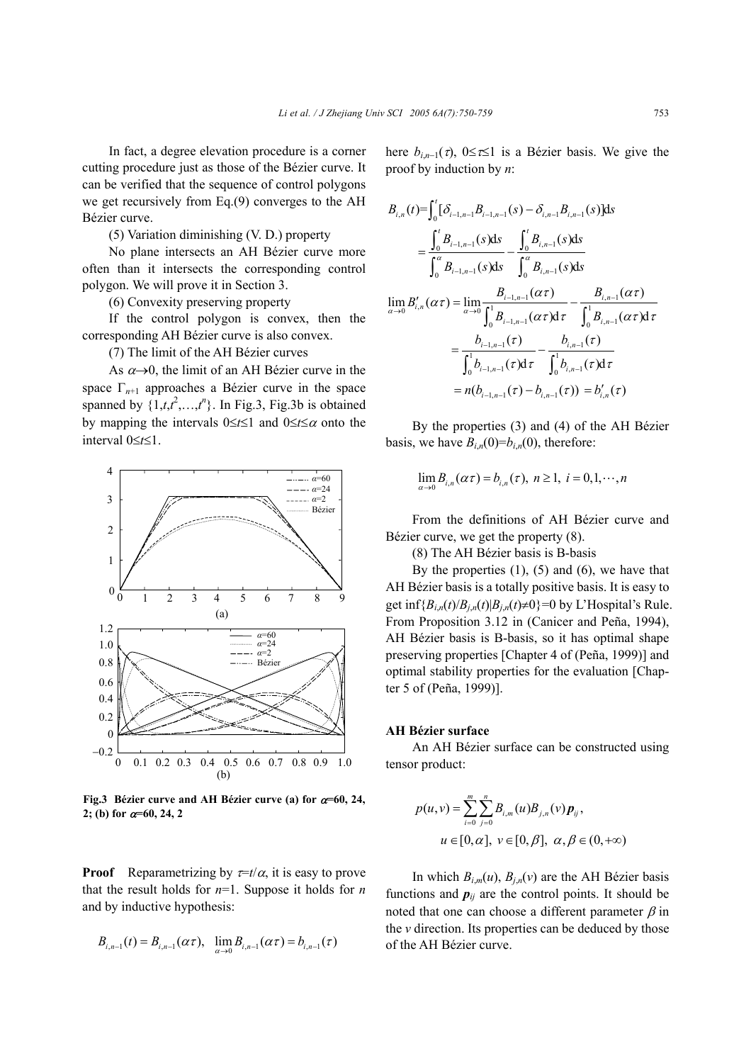In fact, a degree elevation procedure is a corner cutting procedure just as those of the Bézier curve. It can be verified that the sequence of control polygons we get recursively from Eq.(9) converges to the AH Bézier curve.

(5) Variation diminishing (V. D.) property

No plane intersects an AH Bézier curve more often than it intersects the corresponding control polygon. We will prove it in Section 3.

(6) Convexity preserving property

If the control polygon is convex, then the corresponding AH Bézier curve is also convex.

(7) The limit of the AH Bézier curves

As $\alpha\to 0$, the limit of an AH Bézier curve in the space $\Gamma_{n+1}$ approaches a Bézier curve in the space spanned by $\{1,t,t^2,\ldots,t^n\}$. In Fig.3, Fig.3b is obtained by mapping the intervals $0\le t\le 1$ and $0\le t\le\alpha$ onto the interval $0\le t\le 1$.

**Fig.3 Bézier curve and AH Bézier curve (a) for $\alpha$=60, 24, 2; (b) for $\alpha$=60, 24, 2**

**Proof** Reparametrizing by $\tau=t/\alpha$, it is easy to prove that the result holds for $n$=1. Suppose it holds for $n$ and by inductive hypothesis:

$$B_{i,n-1}(t)=B_{i,n-1}(\alpha\tau),\ \ \lim_{\alpha\to 0}B_{i,n-1}(\alpha\tau)=b_{i,n-1}(\tau)$$

here $b_{i,n-1}(\tau)$, $0\le\tau\le 1$ is a Bézier basis. We give the proof by induction by $n$:

$$B_{i,n}(t)=\int_0^t[\delta_{i-1,n-1}B_{i-1,n-1}(s)-\delta_{i,n-1}B_{i,n-1}(s)]\mathrm{d}s$$

$$=\frac{\int_0^t B_{i-1,n-1}(s)\mathrm{d}s}{\int_0^\alpha B_{i-1,n-1}(s)\mathrm{d}s}-\frac{\int_0^t B_{i,n-1}(s)\mathrm{d}s}{\int_0^\alpha B_{i,n-1}(s)\mathrm{d}s}$$

$$\lim_{\alpha\to 0}B'_{i,n}(\alpha\tau)=\lim_{\alpha\to 0}\frac{B_{i-1,n-1}(\alpha\tau)}{\int_0^1 B_{i-1,n-1}(\alpha\tau)\mathrm{d}\tau}-\frac{B_{i,n-1}(\alpha\tau)}{\int_0^1 B_{i,n-1}(\alpha\tau)\mathrm{d}\tau}$$

$$=\frac{b_{i-1,n-1}(\tau)}{\int_0^1 b_{i-1,n-1}(\tau)\mathrm{d}\tau}-\frac{b_{i,n-1}(\tau)}{\int_0^1 b_{i,n-1}(\tau)\mathrm{d}\tau}$$

$$=n(b_{i-1,n-1}(\tau)-b_{i,n-1}(\tau))=b'_{i,n}(\tau)$$

By the properties (3) and (4) of the AH Bézier basis, we have $B_{i,n}(0)=b_{i,n}(0)$, therefore:

$$\lim_{\alpha\to 0}B_{i,n}(\alpha\tau)=b_{i,n}(\tau),\ n\ge 1,\ i=0,1,\cdots,n$$

From the definitions of AH Bézier curve and Bézier curve, we get the property (8).

(8) The AH Bézier basis is B-basis

By the properties (1), (5) and (6), we have that AH Bézier basis is a totally positive basis. It is easy to get $\inf\{B_{i,n}(t)/B_{j,n}(t)|B_{j,n}(t)\neq 0\}=0$ by L'Hospital's Rule. From Proposition 3.12 in (Canicer and Peña, 1994), AH Bézier basis is B-basis, so it has optimal shape preserving properties [Chapter 4 of (Peña, 1999)] and optimal stability properties for the evaluation [Chapter 5 of (Peña, 1999)].

### AH Bézier surface

An AH Bézier surface can be constructed using tensor product:

$$p(u,v)=\sum_{i=0}^{m}\sum_{j=0}^{n}B_{i,m}(u)B_{j,n}(v)\boldsymbol{p}_{ij},$$
$$u\in[0,\alpha],\ v\in[0,\beta],\ \alpha,\beta\in(0,+\infty)$$

In which $B_{i,m}(u)$, $B_{j,n}(v)$ are the AH Bézier basis functions and $\boldsymbol{p}_{ij}$ are the control points. It should be noted that one can choose a different parameter $\beta$ in the $v$ direction. Its properties can be deduced by those of the AH Bézier curve.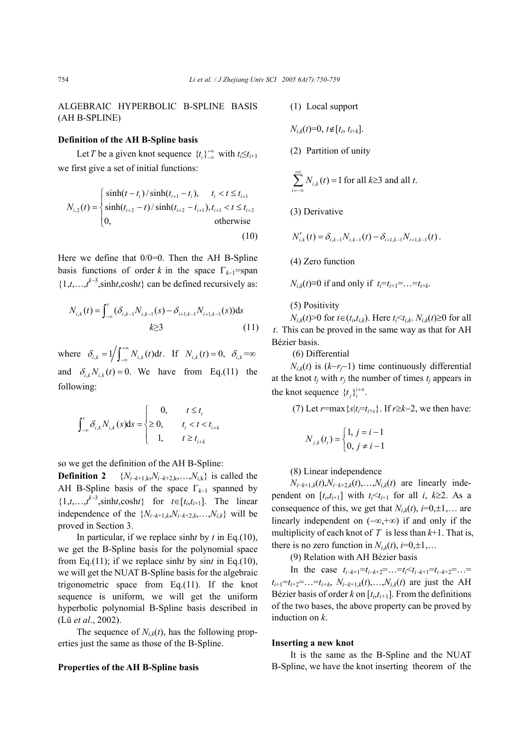## ALGEBRAIC HYPERBOLIC B-SPLINE BASIS (AH B-SPLINE)

### Definition of the AH B-Spline basis

Let $T$ be a given knot sequence $\{t_i\}_{-\infty}^{+\infty}$ with $t_i \le t_{i+1}$ we first give a set of initial functions:

$$N_{i,2}(t) = \begin{cases} \sinh(t - t_i)/\sinh(t_{i+1} - t_i), & t_i < t \le t_{i+1} \\ \sinh(t_{i+2} - t)/\sinh(t_{i+2} - t_{i+1}), & t_{i+1} < t \le t_{i+2} \\ 0, & \text{otherwise} \end{cases} \tag{10}$$

Here we define that 0/0=0. Then the AH B-Spline basis functions of order $k$ in the space $\Gamma_{k-1}$=span $\{1, t, \ldots, t^{k-3}, \sinh t, \cosh t\}$ can be defined recursively as:

$$N_{i,k}(t) = \int_{-\infty}^{t} (\delta_{i,k-1} N_{i,k-1}(s) - \delta_{i+1,k-1} N_{i+1,k-1}(s)) \mathrm{d}s \qquad k \ge 3 \tag{11}$$

where $\delta_{i,k} = 1 \Big/ \int_{-\infty}^{+\infty} N_{i,k}(t) \mathrm{d}t$. If $N_{i,k}(t) = 0$, $\delta_{i,k} = \infty$ and $\delta_{i,k} N_{i,k}(t) = 0$. We have from Eq.(11) the following:

$$\int_{-\infty}^{t} \delta_{i,k} N_{i,k}(s) \mathrm{d}s = \begin{cases} 0, & t \le t_i \\ \ge 0, & t_i < t < t_{i+k} \\ 1, & t \ge t_{i+k} \end{cases}$$

so we get the definition of the AH B-Spline:

**Definition 2** $\{N_{i-k+1,k}, N_{i-k+2,k}, \ldots, N_{i,k}\}$ is called the AH B-Spline basis of the space $\Gamma_{k-1}$ spanned by $\{1, t, \ldots, t^{k-3}, \sinh t, \cosh t\}$ for $t \in [t_i, t_{i+1}]$. The linear independence of the $\{N_{i-k+1,k}, N_{i-k+2,k}, \ldots, N_{i,k}\}$ will be proved in Section 3.

In particular, if we replace $\sinh t$ by $t$ in Eq.(10), we get the B-Spline basis for the polynomial space from Eq.(11); if we replace $\sinh t$ by $\sin t$ in Eq.(10), we will get the NUAT B-Spline basis for the algebraic trigonometric space from Eq.(11). If the knot sequence is uniform, we will get the uniform hyperbolic polynomial B-Spline basis described in (Lü *et al*., 2002).

The sequence of $N_{i,k}(t)$, has the following properties just the same as those of the B-Spline.

### Properties of the AH B-Spline basis

(1) Local support

$N_{i,k}(t)=0$, $t \notin [t_i, t_{i+k}]$.

(2) Partition of unity

$$\sum_{i=-\infty}^{+\infty} N_{i,k}(t) = 1 \text{ for all } k \ge 3 \text{ and all } t.$$

(3) Derivative

$$N'_{i,k}(t) = \delta_{i,k-1} N_{i,k-1}(t) - \delta_{i+1,k-1} N_{i+1,k-1}(t).$$

(4) Zero function

$N_{i,k}(t) \equiv 0$ if and only if $t_i = t_{i+1} = \ldots = t_{i+k}$.

(5) Positivity

$N_{i,k}(t) > 0$ for $t \in (t_i, t_{i,k})$. Here $t_i < t_{i,k}$. $N_{i,k}(t) \ge 0$ for all $t$. This can be proved in the same way as that for AH Bézier basis.

(6) Differential

$N_{i,k}(t)$ is $(k - r_j - 1)$ time continuously differential at the knot $t_j$ with $r_j$ the number of times $t_j$ appears in the knot sequence $\{t_j\}_i^{i+n}$.

(7) Let $r = \max\{s | t_i = t_{i+s}\}$. If $r \ge k-2$, we then have:

$$N_{j,k}(t_i) = \begin{cases} 1, & j = i-1 \\ 0, & j \ne i-1 \end{cases}$$

(8) Linear independence

$N_{i-k+1,k}(t), N_{i-k+2,k}(t), \ldots, N_{i,k}(t)$ are linearly independent on $[t_i, t_{i+1}]$ with $t_i < t_{i+1}$ for all $i$, $k \ge 2$. As a consequence of this, we get that $N_{i,k}(t)$, $i=0, \pm 1, \ldots$ are linearly independent on $(-\infty, +\infty)$ if and only if the multiplicity of each knot of $T$ is less than $k+1$. That is, there is no zero function in $N_{i,k}(t)$, $i=0, \pm 1, \ldots$

(9) Relation with AH Bézier basis

In the case $t_{i-k+1} = t_{i-k+2} = \ldots = t_i < t_{i-k+1} = t_{i-k+2} = \ldots = t_{i+1} = t_{i+2} = \ldots = t_{i+k}$, $N_{i-k+1,k}(t), \ldots, N_{i,k}(t)$ are just the AH Bézier basis of order $k$ on $[t_i, t_{i+1}]$. From the definitions of the two bases, the above property can be proved by induction on $k$.

### Inserting a new knot

It is the same as the B-Spline and the NUAT B-Spline, we have the knot inserting theorem of the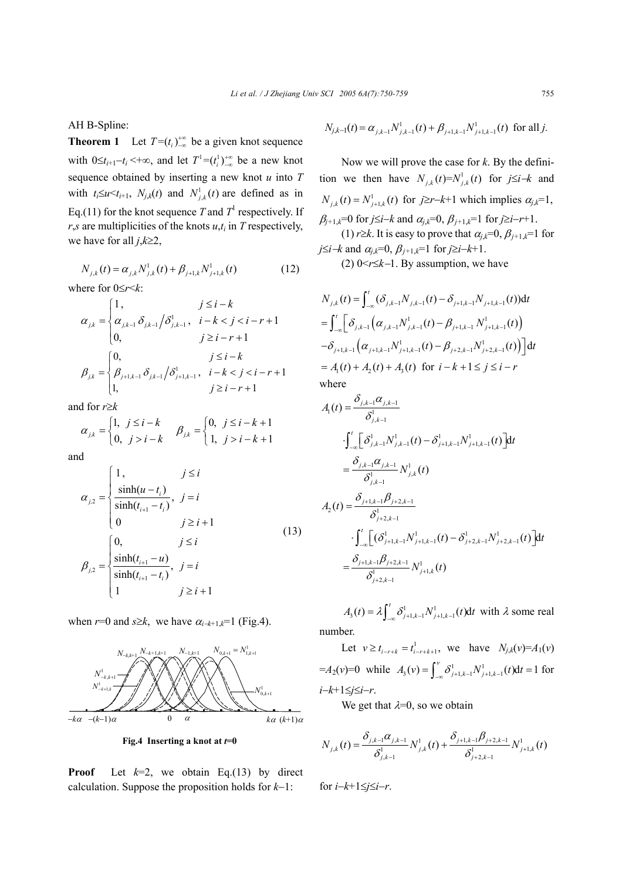AH B-Spline:

**Theorem 1** Let $T=(t_i)_{-\infty}^{+\infty}$ be a given knot sequence with $0\le t_{i+1}-t_i<+\infty$, and let $T^1=(t_i^1)_{-\infty}^{+\infty}$ be a new knot sequence obtained by inserting a new knot $u$ into $T$ with $t_i\le u<t_{i+1}$, $N_{j,k}(t)$ and $N_{j,k}^1(t)$ are defined as in Eq.(11) for the knot sequence $T$ and $T^1$ respectively. If $r,s$ are multiplicities of the knots $u,t_i$ in $T$ respectively, we have for all $j,k\ge 2$,

$$N_{j,k}(t)=\alpha_{j,k}N_{j,k}^1(t)+\beta_{j+1,k}N_{j+1,k}^1(t) \tag{12}$$

where for $0\le r<k$:

$$\alpha_{j,k}=\begin{cases}1, & j\le i-k\\ \alpha_{j,k-1}\delta_{j,k-1}\big/\delta_{j,k-1}^1, & i-k<j<i-r+1\\ 0, & j\ge i-r+1\end{cases}$$

$$\beta_{j,k}=\begin{cases}0, & j\le i-k\\ \beta_{j+1,k-1}\delta_{j,k-1}\big/\delta_{j+1,k-1}^1, & i-k<j<i-r+1\\ 1, & j\ge i-r+1\end{cases}$$

and for $r\ge k$

$$\alpha_{j,k}=\begin{cases}1, & j\le i-k\\ 0, & j>i-k\end{cases}\qquad \beta_{j,k}=\begin{cases}0, & j\le i-k+1\\ 1, & j>i-k+1\end{cases}$$

and

$$\alpha_{j,2}=\begin{cases}1, & j\le i\\ \dfrac{\sinh(u-t_i)}{\sinh(t_{i+1}-t_i)}, & j=i\\ 0 & j\ge i+1\end{cases}$$

$$\beta_{j,2}=\begin{cases}0, & j\le i\\ \dfrac{\sinh(t_{i+1}-u)}{\sinh(t_{i+1}-t_i)}, & j=i\\ 1 & j\ge i+1\end{cases} \tag{13}$$

when $r=0$ and $s\ge k$, we have $\alpha_{i-k+1,k}=1$ (Fig.4).

**Fig.4 Inserting a knot at $t=0$**

**Proof** Let $k=2$, we obtain Eq.(13) by direct calculation. Suppose the proposition holds for $k-1$:

$$N_{j,k-1}(t)=\alpha_{j,k-1}N_{j,k-1}^1(t)+\beta_{j+1,k-1}N_{j+1,k-1}^1(t)\ \text{ for all } j.$$

Now we will prove the case for $k$. By the definition we then have $N_{j,k}(t)=N_{j,k}^1(t)$ for $j\le i-k$ and $N_{j,k}(t)=N_{j+1,k}^1(t)$ for $j\ge r-k+1$ which implies $\alpha_{j,k}=1$, $\beta_{j+1,k}=0$ for $j\le i-k$ and $\alpha_{j,k}=0$, $\beta_{j+1,k}=1$ for $j\ge i-r+1$.

(1) $r\ge k$. It is easy to prove that $\alpha_{j,k}=0$, $\beta_{j+1,k}=1$ for $j\le i-k$ and $\alpha_{j,k}=0$, $\beta_{j+1,k}=1$ for $j\ge i-k+1$.

(2) $0<r\le k-1$. By assumption, we have

$$\begin{aligned}N_{j,k}(t)&=\int_{-\infty}^{t}(\delta_{j,k-1}N_{j,k-1}(t)-\delta_{j+1,k-1}N_{j+1,k-1}(t))\mathrm{d}t\\ &=\int_{-\infty}^{t}\Big[\delta_{j,k-1}\left(\alpha_{j,k-1}N_{j,k-1}^1(t)-\beta_{j+1,k-1}N_{j+1,k-1}^1(t)\right)\\ &\quad-\delta_{j+1,k-1}\left(\alpha_{j+1,k-1}N_{j+1,k-1}^1(t)-\beta_{j+2,k-1}N_{j+2,k-1}^1(t)\right)\Big]\mathrm{d}t\\ &=A_1(t)+A_2(t)+A_3(t)\ \text{ for } i-k+1\le j\le i-r\end{aligned}$$

where

$$\begin{aligned}A_1(t)&=\frac{\delta_{j,k-1}\alpha_{j,k-1}}{\delta_{j,k-1}^1}\cdot\int_{-\infty}^{t}\left[\delta_{j,k-1}^1N_{j,k-1}^1(t)-\delta_{j+1,k-1}^1N_{j+1,k-1}^1(t)\right]\mathrm{d}t\\ &=\frac{\delta_{j,k-1}\alpha_{j,k-1}}{\delta_{j,k-1}^1}N_{j,k}^1(t)\end{aligned}$$

$$\begin{aligned}A_2(t)&=\frac{\delta_{j+1,k-1}\beta_{j+2,k-1}}{\delta_{j+2,k-1}^1}\cdot\int_{-\infty}^{t}\left[(\delta_{j+1,k-1}^1N_{j+1,k-1}^1(t)-\delta_{j+2,k-1}^1N_{j+2,k-1}^1(t)\right]\mathrm{d}t\\ &=\frac{\delta_{j+1,k-1}\beta_{j+2,k-1}}{\delta_{j+2,k-1}^1}N_{j+1,k}^1(t)\end{aligned}$$

$A_3(t)=\lambda\int_{-\infty}^{t}\delta_{j+1,k-1}^1N_{j+1,k-1}^1(t)\mathrm{d}t$ with $\lambda$ some real number.

Let $v\ge t_{i-r+k}=t_{i-r+k+1}^1$, we have $N_{j,k}(v)=A_1(v)=A_2(v)=0$ while $A_3(v)=\int_{-\infty}^{v}\delta_{j+1,k-1}^1N_{j+1,k-1}^1(t)\mathrm{d}t=1$ for $i-k+1\le j\le i-r$.

We get that $\lambda=0$, so we obtain

$$N_{j,k}(t)=\frac{\delta_{j,k-1}\alpha_{j,k-1}}{\delta_{j,k-1}^1}N_{j,k}^1(t)+\frac{\delta_{j+1,k-1}\beta_{j+2,k-1}}{\delta_{j+2,k-1}^1}N_{j+1,k}^1(t)$$

for $i-k+1\le j\le i-r$.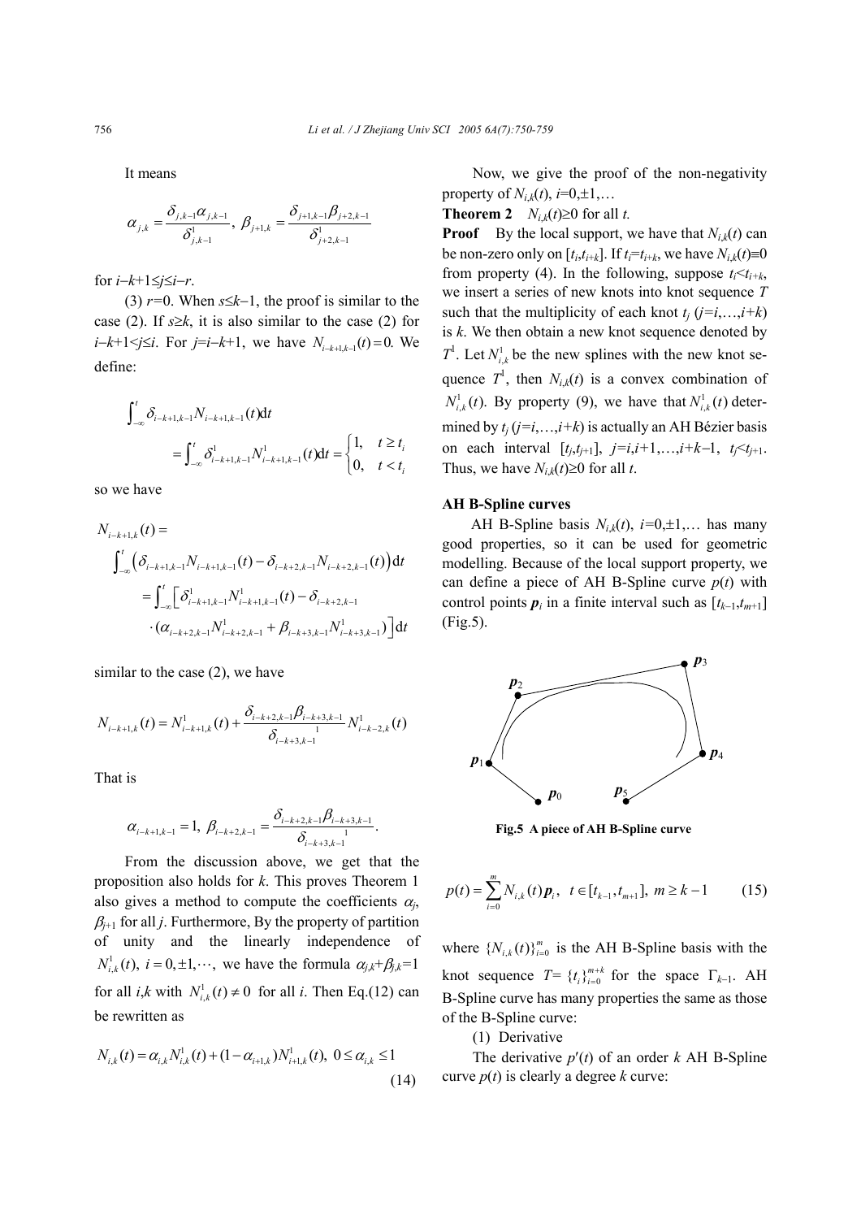It means

$$\alpha_{j,k}=\frac{\delta_{j,k-1}\alpha_{j,k-1}}{\delta^1_{j,k-1}},\ \beta_{j+1,k}=\frac{\delta_{j+1,k-1}\beta_{j+2,k-1}}{\delta^1_{j+2,k-1}}$$

for $i-k+1\le j\le i-r$.

(3) $r=0$. When $s\le k-1$, the proof is similar to the case (2). If $s\ge k$, it is also similar to the case (2) for $i-k+1<j\le i$. For $j=i-k+1$, we have $N_{i-k+1,k-1}(t)=0$. We define:

$$\int_{-\infty}^{t}\delta_{i-k+1,k-1}N_{i-k+1,k-1}(t)\mathrm{d}t = \int_{-\infty}^{t}\delta^1_{i-k+1,k-1}N^1_{i-k+1,k-1}(t)\mathrm{d}t=\begin{cases}1, & t\ge t_i\\ 0, & t<t_i\end{cases}$$

so we have

$$\begin{aligned}N_{i-k+1,k}(t)&=\int_{-\infty}^{t}\left(\delta_{i-k+1,k-1}N_{i-k+1,k-1}(t)-\delta_{i-k+2,k-1}N_{i-k+2,k-1}(t)\right)\mathrm{d}t\\&=\int_{-\infty}^{t}\Big[\delta^1_{i-k+1,k-1}N^1_{i-k+1,k-1}(t)-\delta_{i-k+2,k-1}\\&\quad\cdot(\alpha_{i-k+2,k-1}N^1_{i-k+2,k-1}+\beta_{i-k+3,k-1}N^1_{i-k+3,k-1})\Big]\mathrm{d}t\end{aligned}$$

similar to the case (2), we have

$$N_{i-k+1,k}(t)=N^1_{i-k+1,k}(t)+\frac{\delta_{i-k+2,k-1}\beta_{i-k+3,k-1}}{\delta^1_{i-k+3,k-1}}N^1_{i-k-2,k}(t)$$

That is

$$\alpha_{i-k+1,k-1}=1,\ \beta_{i-k+2,k-1}=\frac{\delta_{i-k+2,k-1}\beta_{i-k+3,k-1}}{\delta^1_{i-k+3,k-1}}.$$

From the discussion above, we get that the proposition also holds for $k$. This proves Theorem 1 also gives a method to compute the coefficients $\alpha_j$, $\beta_{j+1}$ for all $j$. Furthermore, By the property of partition of unity and the linearly independence of $N^1_{i,k}(t),\ i=0,\pm1,\cdots,$ we have the formula $\alpha_{j,k}+\beta_{j,k}=1$ for all $i,k$ with $N^1_{i,k}(t)\ne0$ for all $i$. Then Eq.(12) can be rewritten as

$$N_{i,k}(t)=\alpha_{i,k}N^1_{i,k}(t)+(1-\alpha_{i+1,k})N^1_{i+1,k}(t),\ 0\le\alpha_{i,k}\le1 \tag{14}$$

Now, we give the proof of the non-negativity property of $N_{i,k}(t)$, $i=0,\pm1,\ldots$

**Theorem 2** $N_{i,k}(t)\ge0$ for all $t$.

**Proof** By the local support, we have that $N_{i,k}(t)$ can be non-zero only on $[t_i,t_{i+k}]$. If $t_i=t_{i+k}$, we have $N_{i,k}(t)\equiv0$ from property (4). In the following, suppose $t_i<t_{i+k}$, we insert a series of new knots into knot sequence $T$ such that the multiplicity of each knot $t_j$ ($j=i,\ldots,i+k$) is $k$. We then obtain a new knot sequence denoted by $T^1$. Let $N^1_{i,k}$ be the new splines with the new knot sequence $T^1$, then $N_{i,k}(t)$ is a convex combination of $N^1_{i,k}(t)$. By property (9), we have that $N^1_{i,k}(t)$ determined by $t_j$ ($j=i,\ldots,i+k$) is actually an AH Bézier basis on each interval $[t_j,t_{j+1}]$, $j=i,i+1,\ldots,i+k-1$, $t_j<t_{j+1}$. Thus, we have $N_{i,k}(t)\ge0$ for all $t$.

**AH B-Spline curves**

AH B-Spline basis $N_{i,k}(t)$, $i=0,\pm1,\ldots$ has many good properties, so it can be used for geometric modelling. Because of the local support property, we can define a piece of AH B-Spline curve $p(t)$ with control points $\boldsymbol{p}_i$ in a finite interval such as $[t_{k-1},t_{m+1}]$ (Fig.5).

**Fig.5 A piece of AH B-Spline curve**

$$p(t)=\sum_{i=0}^{m}N_{i,k}(t)\boldsymbol{p}_i,\ \ t\in[t_{k-1},t_{m+1}],\ m\ge k-1 \tag{15}$$

where $\{N_{i,k}(t)\}_{i=0}^{m}$ is the AH B-Spline basis with the knot sequence $T=\{t_i\}_{i=0}^{m+k}$ for the space $\Gamma_{k-1}$. AH B-Spline curve has many properties the same as those of the B-Spline curve:

(1) Derivative

The derivative $p'(t)$ of an order $k$ AH B-Spline curve $p(t)$ is clearly a degree $k$ curve: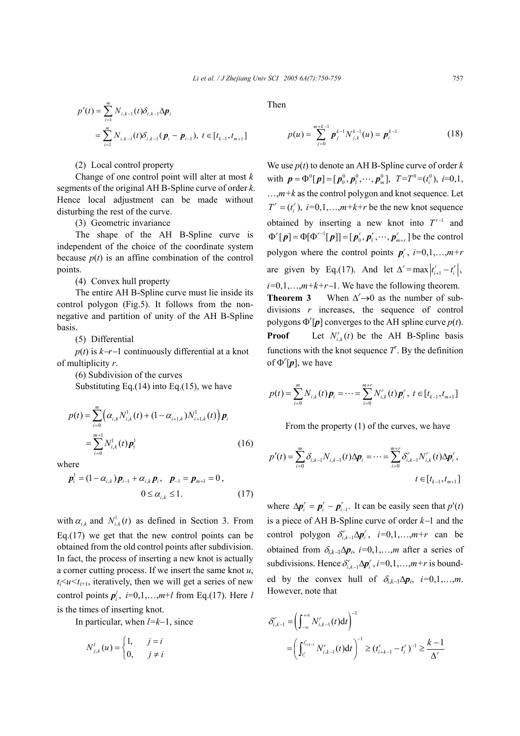$$p'(t) = \sum_{i=1}^{m} N_{i,k-1}(t)\delta_{i,k-1}\Delta \boldsymbol{p}_i$$

$$= \sum_{i=1}^{m} N_{i,k-1}(t)\delta_{i,k-1}(\boldsymbol{p}_i - \boldsymbol{p}_{i-1}),\ t \in [t_{k-1}, t_{m+1}]$$

(2) Local control property

Change of one control point will alter at most $k$ segments of the original AH B-Spline curve of order $k$. Hence local adjustment can be made without disturbing the rest of the curve.

(3) Geometric invariance

The shape of the AH B-Spline curve is independent of the choice of the coordinate system because $p(t)$ is an affine combination of the control points.

(4) Convex hull property

The entire AH B-Spline curve must lie inside its control polygon (Fig.5). It follows from the non-negative and partition of unity of the AH B-Spline basis.

(5) Differential

$p(t)$ is $k-r-1$ continuously differential at a knot of multiplicity $r$.

(6) Subdivision of the curves

Substituting Eq.(14) into Eq.(15), we have

$$p(t) = \sum_{i=0}^{m} \left( \alpha_{i,k} N_{i,k}^1(t) + (1-\alpha_{i+1,k}) N_{i+1,k}^1(t) \right) \boldsymbol{p}_i$$

$$= \sum_{i=0}^{m+1} N_{i,k}^1(t) \boldsymbol{p}_i^1 \tag{16}$$

where

$$\boldsymbol{p}_i^1 = (1-\alpha_{i,k})\boldsymbol{p}_{i-1} + \alpha_{i,k}\boldsymbol{p}_i,\quad \boldsymbol{p}_{-1} = \boldsymbol{p}_{m+1} = 0,$$
$$0 \le \alpha_{i,k} \le 1. \tag{17}$$

with $\alpha_{i,k}$ and $N_{i,k}^1(t)$ as defined in Section 3. From Eq.(17) we get that the new control points can be obtained from the old control points after subdivision. In fact, the process of inserting a new knot is actually a corner cutting process. If we insert the same knot $u$, $t_i<u<t_{i+1}$, iteratively, then we will get a series of new control points $\boldsymbol{p}_i^l$, $i=0,1,\ldots,m+l$ from Eq.(17). Here $l$ is the times of inserting knot.

In particular, when $l=k-1$, since

$$N_{j,k}^l(u) = \begin{cases} 1, & j = i \\ 0, & j \ne i \end{cases}$$

Then

$$p(u) = \sum_{j=0}^{m+k-1} \boldsymbol{p}_j^{k-1} N_{j,k}^{k-1}(u) = \boldsymbol{p}_i^{k-1} \tag{18}$$

We use $p(t)$ to denote an AH B-Spline curve of order $k$ with $\boldsymbol{p} = \Phi^0[\boldsymbol{p}] = [\boldsymbol{p}_0^0, \boldsymbol{p}_1^0, \cdots, \boldsymbol{p}_m^0]$, $T=T^0=(t_i^0)$, $i=0,1,\ldots,m+k$ as the control polygon and knot sequence. Let $T^r = (t_i^r)$, $i=0,1,\ldots,m+k+r$ be the new knot sequence obtained by inserting a new knot into $T^{r-1}$ and $\Phi^r[\boldsymbol{p}] = \Phi[\Phi^{r-1}[\boldsymbol{p}]] = [\boldsymbol{p}_0^r, \boldsymbol{p}_1^r, \cdots, \boldsymbol{p}_{m+r}^r]$ be the control polygon where the control points $\boldsymbol{p}_i^r$, $i=0,1,\ldots,m+r$ are given by Eq.(17). And let $\Delta^r = \max\left|t_{i+1}^r - t_i^r\right|$, $i=0,1,\ldots,m+k+r-1$. We have the following theorem.

**Theorem 3** When $\Delta^r \to 0$ as the number of subdivisions $r$ increases, the sequence of control polygons $\Phi^r[\boldsymbol{p}]$ converges to the AH spline curve $p(t)$.

**Proof** Let $N_{i,k}^r(t)$ be the AH B-Spline basis functions with the knot sequence $T^r$. By the definition of $\Phi^r[\boldsymbol{p}]$, we have

$$p(t) = \sum_{i=0}^{m} N_{i,k}(t)\boldsymbol{p}_i = \cdots = \sum_{i=0}^{m+r} N_{i,k}^r(t)\boldsymbol{p}_i^r,\ t \in [t_{k-1}, t_{m+1}]$$

From the property (1) of the curves, we have

$$p'(t) = \sum_{i=0}^{m} \delta_{i,k-1} N_{i,k-1}(t)\Delta\boldsymbol{p}_i = \cdots = \sum_{i=0}^{m+r} \delta_{i,k-1}^r N_{i,k}^r(t)\Delta\boldsymbol{p}_i^r,$$
$$t \in [t_{k-1}, t_{m+1}]$$

where $\Delta\boldsymbol{p}_i^r = \boldsymbol{p}_i^r - \boldsymbol{p}_{i-1}^r$. It can be easily seen that $p'(t)$ is a piece of AH B-Spline curve of order $k-1$ and the control polygon $\delta_{i,k-1}^r \Delta\boldsymbol{p}_i^r$, $i=0,1,\ldots,m+r$ can be obtained from $\delta_{i,k-1}\Delta\boldsymbol{p}_i$, $i=0,1,\ldots,m$ after a series of subdivisions. Hence $\delta_{i,k-1}^r \Delta\boldsymbol{p}_i^r$, $i=0,1,\ldots,m+r$ is bounded by the convex hull of $\delta_{i,k-1}\Delta\boldsymbol{p}_i$, $i=0,1,\ldots,m$. However, note that

$$\delta_{i,k-1}^r = \left( \int_{-\infty}^{+\infty} N_{i,k-1}^r(t)\mathrm{d}t \right)^{-1}$$

$$= \left( \int_{t_i^r}^{t_{i+k-1}^r} N_{i,k-1}^r(t)\mathrm{d}t \right)^{-1} \ge (t_{i+k-1}^r - t_i^r)^{-1} \ge \frac{k-1}{\Delta^r}$$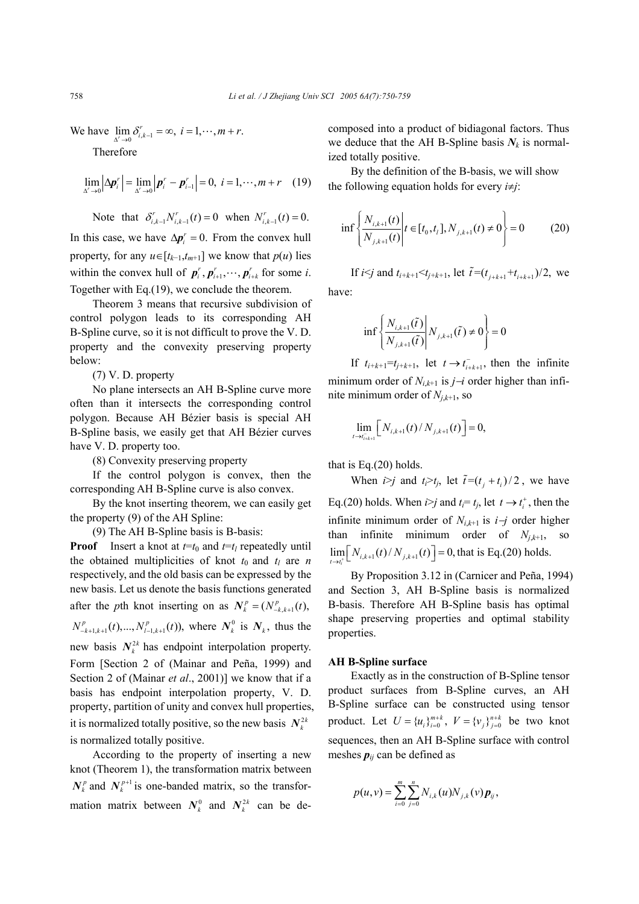We have $\lim\limits_{\Delta^r \to 0} \delta^r_{i,k-1} = \infty,\ i = 1, \cdots, m+r.$

Therefore

$$\lim_{\Delta^r \to 0} \left| \Delta \boldsymbol{p}^r_i \right| = \lim_{\Delta^r \to 0} \left| \boldsymbol{p}^r_i - \boldsymbol{p}^r_{i-1} \right| = 0,\ i = 1, \cdots, m+r \quad (19)$$

Note that $\delta^r_{i,k-1} N^r_{i,k-1}(t) = 0$ when $N^r_{i,k-1}(t) = 0.$ In this case, we have $\Delta \boldsymbol{p}^r_i = 0.$ From the convex hull property, for any $u \in [t_{k-1}, t_{m+1}]$ we know that $p(u)$ lies within the convex hull of $\boldsymbol{p}^r_i, \boldsymbol{p}^r_{i+1}, \cdots, \boldsymbol{p}^r_{i+k}$ for some $i$. Together with Eq.(19), we conclude the theorem.

Theorem 3 means that recursive subdivision of control polygon leads to its corresponding AH B-Spline curve, so it is not difficult to prove the V. D. property and the convexity preserving property below:

(7) V. D. property

No plane intersects an AH B-Spline curve more often than it intersects the corresponding control polygon. Because AH Bézier basis is special AH B-Spline basis, we easily get that AH Bézier curves have V. D. property too.

(8) Convexity preserving property

If the control polygon is convex, then the corresponding AH B-Spline curve is also convex.

By the knot inserting theorem, we can easily get the property (9) of the AH Spline:

(9) The AH B-Spline basis is B-basis:

**Proof** Insert a knot at $t=t_0$ and $t=t_l$ repeatedly until the obtained multiplicities of knot $t_0$ and $t_l$ are $n$ respectively, and the old basis can be expressed by the new basis. Let us denote the basis functions generated after the $p$th knot inserting on as $\boldsymbol{N}^p_k = (N^p_{-k,k+1}(t), N^p_{-k+1,k+1}(t), ..., N^p_{l-1,k+1}(t))$, where $\boldsymbol{N}^0_k$ is $\boldsymbol{N}_k$, thus the new basis $\boldsymbol{N}^{2k}_k$ has endpoint interpolation property. Form [Section 2 of (Mainar and Peña, 1999) and Section 2 of (Mainar *et al*., 2001)] we know that if a basis has endpoint interpolation property, V. D. property, partition of unity and convex hull properties, it is normalized totally positive, so the new basis $\boldsymbol{N}^{2k}_k$ is normalized totally positive.

According to the property of inserting a new knot (Theorem 1), the transformation matrix between $\boldsymbol{N}^p_k$ and $\boldsymbol{N}^{p+1}_k$ is one-banded matrix, so the transformation matrix between $\boldsymbol{N}^0_k$ and $\boldsymbol{N}^{2k}_k$ can be decomposed into a product of bidiagonal factors. Thus we deduce that the AH B-Spline basis $\boldsymbol{N}_k$ is normalized totally positive.

By the definition of the B-basis, we will show the following equation holds for every $i \neq j$:

$$\inf \left\{ \frac{N_{i,k+1}(t)}{N_{j,k+1}(t)} \middle| t \in [t_0, t_l], N_{j,k+1}(t) \neq 0 \right\} = 0 \quad (20)$$

If $i<j$ and $t_{i+k+1}<t_{j+k+1}$, let $\tilde{t}=(t_{j+k+1}+t_{i+k+1})/2$, we have:

$$\inf \left\{ \frac{N_{i,k+1}(\tilde{t})}{N_{j,k+1}(\tilde{t})} \middle| N_{j,k+1}(\tilde{t}) \neq 0 \right\} = 0$$

If $t_{i+k+1}=t_{j+k+1}$, let $t \to t^-_{i+k+1}$, then the infinite minimum order of $N_{i,k+1}$ is $j-i$ order higher than infinite minimum order of $N_{j,k+1}$, so

$$\lim_{t \to t^-_{i+k+1}} \left[ N_{i,k+1}(t) / N_{j,k+1}(t) \right] = 0,$$

that is Eq.(20) holds.

When $i>j$ and $t_i>t_j$, let $\tilde{t}=(t_j+t_i)/2$, we have Eq.(20) holds. When $i>j$ and $t_i=t_j$, let $t \to t^+_i$, then the infinite minimum order of $N_{i,k+1}$ is $i-j$ order higher than infinite minimum order of $N_{j,k+1}$, so $\lim\limits_{t \to t^+_i} \left[ N_{i,k+1}(t) / N_{j,k+1}(t) \right] = 0,$ that is Eq.(20) holds.

By Proposition 3.12 in (Carnicer and Peña, 1994) and Section 3, AH B-Spline basis is normalized B-basis. Therefore AH B-Spline basis has optimal shape preserving properties and optimal stability properties.

## AH B-Spline surface

Exactly as in the construction of B-Spline tensor product surfaces from B-Spline curves, an AH B-Spline surface can be constructed using tensor product. Let $U=\{u_i\}^{m+k}_{i=0}$, $V=\{v_j\}^{n+k}_{j=0}$ be two knot sequences, then an AH B-Spline surface with control meshes $\boldsymbol{p}_{ij}$ can be defined as

$$p(u,v) = \sum_{i=0}^{m} \sum_{j=0}^{n} N_{i,k}(u) N_{j,k}(v) \boldsymbol{p}_{ij},$$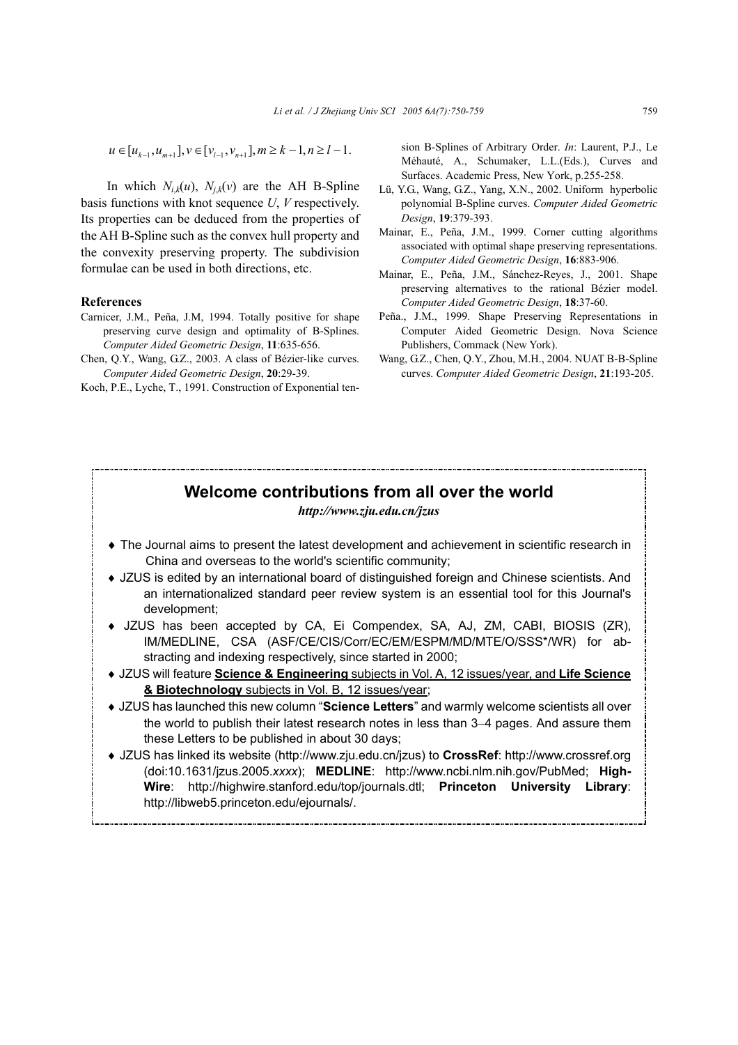$$u \in [u_{k-1}, u_{m+1}], v \in [v_{l-1}, v_{n+1}], m \geq k-1, n \geq l-1.$$

In which $N_{i,k}(u)$, $N_{j,k}(v)$ are the AH B-Spline basis functions with knot sequence $U$, $V$ respectively. Its properties can be deduced from the properties of the AH B-Spline such as the convex hull property and the convexity preserving property. The subdivision formulae can be used in both directions, etc.

## References

Carnicer, J.M., Peña, J.M, 1994. Totally positive for shape preserving curve design and optimality of B-Splines. *Computer Aided Geometric Design*, **11**:635-656.

Chen, Q.Y., Wang, G.Z., 2003. A class of Bézier-like curves. *Computer Aided Geometric Design*, **20**:29-39.

Koch, P.E., Lyche, T., 1991. Construction of Exponential tension B-Splines of Arbitrary Order. *In*: Laurent, P.J., Le Méhauté, A., Schumaker, L.L.(Eds.), Curves and Surfaces. Academic Press, New York, p.255-258.

Lü, Y.G., Wang, G.Z., Yang, X.N., 2002. Uniform hyperbolic polynomial B-Spline curves. *Computer Aided Geometric Design*, **19**:379-393.

Mainar, E., Peña, J.M., 1999. Corner cutting algorithms associated with optimal shape preserving representations. *Computer Aided Geometric Design*, **16**:883-906.

Mainar, E., Peña, J.M., Sánchez-Reyes, J., 2001. Shape preserving alternatives to the rational Bézier model. *Computer Aided Geometric Design*, **18**:37-60.

Peña., J.M., 1999. Shape Preserving Representations in Computer Aided Geometric Design. Nova Science Publishers, Commack (New York).

Wang, G.Z., Chen, Q.Y., Zhou, M.H., 2004. NUAT B-B-Spline curves. *Computer Aided Geometric Design*, **21**:193-205.

---

## Welcome contributions from all over the world

***http://www.zju.edu.cn/jzus***

- The Journal aims to present the latest development and achievement in scientific research in China and overseas to the world's scientific community;
- JZUS is edited by an international board of distinguished foreign and Chinese scientists. And an internationalized standard peer review system is an essential tool for this Journal's development;
- JZUS has been accepted by CA, Ei Compendex, SA, AJ, ZM, CABI, BIOSIS (ZR), IM/MEDLINE, CSA (ASF/CE/CIS/Corr/EC/EM/ESPM/MD/MTE/O/SSS*/WR) for abstracting and indexing respectively, since started in 2000;
- JZUS will feature **Science & Engineering** subjects in Vol. A, 12 issues/year, and **Life Science & Biotechnology** subjects in Vol. B, 12 issues/year;
- JZUS has launched this new column "**Science Letters**" and warmly welcome scientists all over the world to publish their latest research notes in less than 3–4 pages. And assure them these Letters to be published in about 30 days;
- JZUS has linked its website (http://www.zju.edu.cn/jzus) to **CrossRef**: http://www.crossref.org (doi:10.1631/jzus.2005.*xxxx*); **MEDLINE**: http://www.ncbi.nlm.nih.gov/PubMed; **HighWire**: http://highwire.stanford.edu/top/journals.dtl; **Princeton University Library**: http://libweb5.princeton.edu/ejournals/.